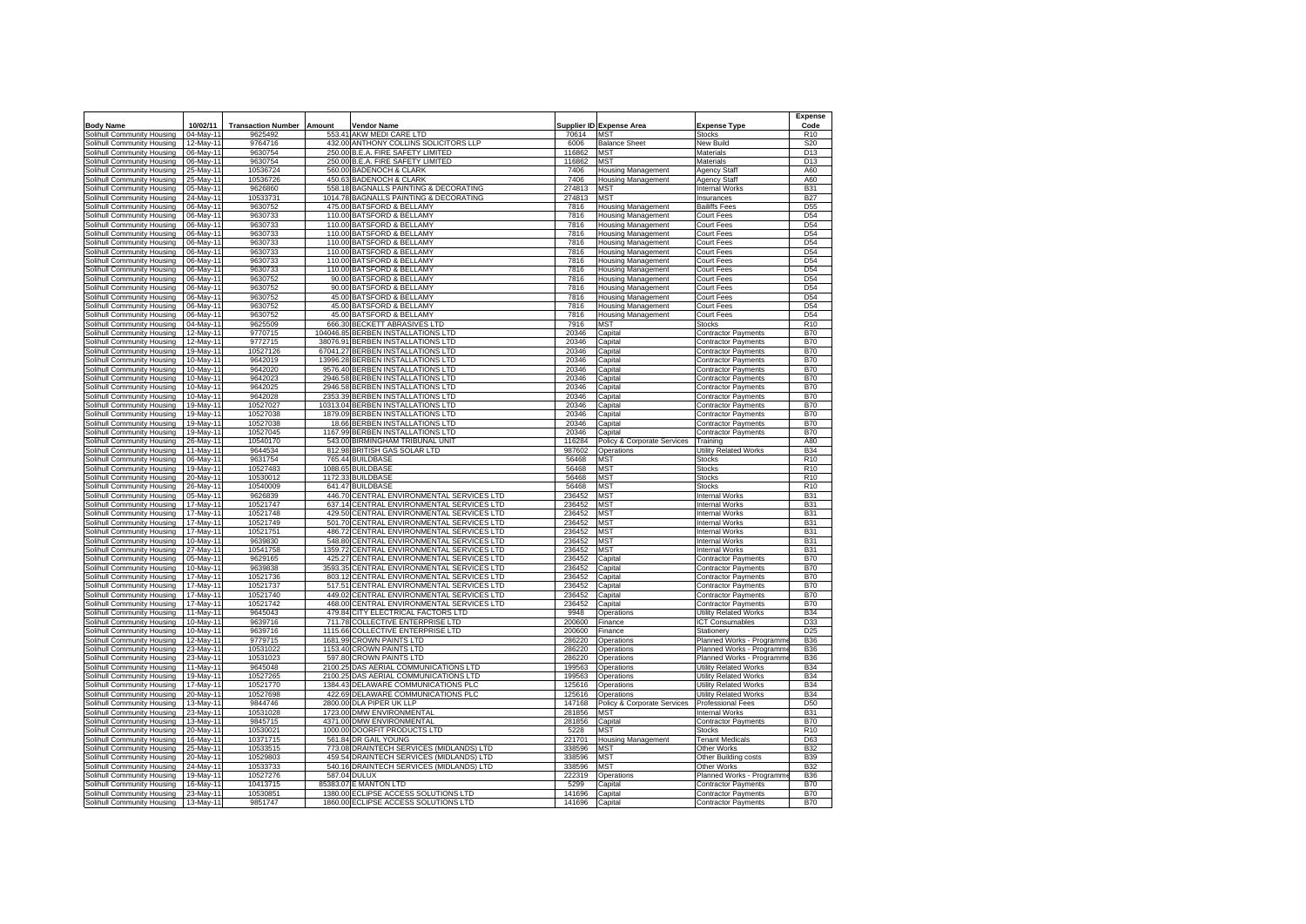| Body Name | 10/02/11 | Transaction Number | Amount | Vendor Name | Supplier ID | Expense Area | Expense Type | Expense Code |
|---|---|---|---|---|---|---|---|---|
| Solihull Community Housing | 04-May-11 | 9625492 | 553.41 | AKW MEDI CARE LTD | 70614 | MST | Stocks | R10 |
| Solihull Community Housing | 12-May-11 | 9764716 | 432.00 | ANTHONY COLLINS SOLICITORS LLP | 6006 | Balance Sheet | New Build | S20 |
| Solihull Community Housing | 06-May-11 | 9630754 | 250.00 | B.E.A. FIRE SAFETY LIMITED | 116862 | MST | Materials | D13 |
| Solihull Community Housing | 06-May-11 | 9630754 | 250.00 | B.E.A. FIRE SAFETY LIMITED | 116862 | MST | Materials | D13 |
| Solihull Community Housing | 25-May-11 | 10536724 | 560.00 | BADENOCH & CLARK | 7406 | Housing Management | Agency Staff | A60 |
| Solihull Community Housing | 25-May-11 | 10536726 | 450.63 | BADENOCH & CLARK | 7406 | Housing Management | Agency Staff | A60 |
| Solihull Community Housing | 05-May-11 | 9626860 | 558.18 | BAGNALLS PAINTING & DECORATING | 274813 | MST | Internal Works | B31 |
| Solihull Community Housing | 24-May-11 | 10533731 | 1014.78 | BAGNALLS PAINTING & DECORATING | 274813 | MST | Insurances | B27 |
| Solihull Community Housing | 06-May-11 | 9630752 | 475.00 | BATSFORD & BELLAMY | 7816 | Housing Management | Bailiffs Fees | D55 |
| Solihull Community Housing | 06-May-11 | 9630733 | 110.00 | BATSFORD & BELLAMY | 7816 | Housing Management | Court Fees | D54 |
| Solihull Community Housing | 06-May-11 | 9630733 | 110.00 | BATSFORD & BELLAMY | 7816 | Housing Management | Court Fees | D54 |
| Solihull Community Housing | 06-May-11 | 9630733 | 110.00 | BATSFORD & BELLAMY | 7816 | Housing Management | Court Fees | D54 |
| Solihull Community Housing | 06-May-11 | 9630733 | 110.00 | BATSFORD & BELLAMY | 7816 | Housing Management | Court Fees | D54 |
| Solihull Community Housing | 06-May-11 | 9630733 | 110.00 | BATSFORD & BELLAMY | 7816 | Housing Management | Court Fees | D54 |
| Solihull Community Housing | 06-May-11 | 9630733 | 110.00 | BATSFORD & BELLAMY | 7816 | Housing Management | Court Fees | D54 |
| Solihull Community Housing | 06-May-11 | 9630733 | 110.00 | BATSFORD & BELLAMY | 7816 | Housing Management | Court Fees | D54 |
| Solihull Community Housing | 06-May-11 | 9630733 | 110.00 | BATSFORD & BELLAMY | 7816 | Housing Management | Court Fees | D54 |
| Solihull Community Housing | 06-May-11 | 9630752 | 90.00 | BATSFORD & BELLAMY | 7816 | Housing Management | Court Fees | D54 |
| Solihull Community Housing | 06-May-11 | 9630752 | 90.00 | BATSFORD & BELLAMY | 7816 | Housing Management | Court Fees | D54 |
| Solihull Community Housing | 06-May-11 | 9630752 | 45.00 | BATSFORD & BELLAMY | 7816 | Housing Management | Court Fees | D54 |
| Solihull Community Housing | 06-May-11 | 9630752 | 45.00 | BATSFORD & BELLAMY | 7816 | Housing Management | Court Fees | D54 |
| Solihull Community Housing | 06-May-11 | 9630752 | 45.00 | BATSFORD & BELLAMY | 7816 | Housing Management | Court Fees | D54 |
| Solihull Community Housing | 04-May-11 | 9625509 | 666.30 | BECKETT ABRASIVES LTD | 7916 | MST | Stocks | R10 |
| Solihull Community Housing | 12-May-11 | 9770715 | 104046.85 | BERBEN INSTALLATIONS LTD | 20346 | Capital | Contractor Payments | B70 |
| Solihull Community Housing | 12-May-11 | 9772715 | 38076.91 | BERBEN INSTALLATIONS LTD | 20346 | Capital | Contractor Payments | B70 |
| Solihull Community Housing | 19-May-11 | 10527126 | 67041.27 | BERBEN INSTALLATIONS LTD | 20346 | Capital | Contractor Payments | B70 |
| Solihull Community Housing | 10-May-11 | 9642019 | 13996.26 | BERBEN INSTALLATIONS LTD | 20346 | Capital | Contractor Payments | B70 |
| Solihull Community Housing | 10-May-11 | 9642020 | 9576.40 | BERBEN INSTALLATIONS LTD | 20346 | Capital | Contractor Payments | B70 |
| Solihull Community Housing | 10-May-11 | 9642023 | 2946.58 | BERBEN INSTALLATIONS LTD | 20346 | Capital | Contractor Payments | B70 |
| Solihull Community Housing | 10-May-11 | 9642025 | 2946.58 | BERBEN INSTALLATIONS LTD | 20346 | Capital | Contractor Payments | B70 |
| Solihull Community Housing | 10-May-11 | 9642028 | 2353.39 | BERBEN INSTALLATIONS LTD | 20346 | Capital | Contractor Payments | B70 |
| Solihull Community Housing | 19-May-11 | 10527027 | 10313.04 | BERBEN INSTALLATIONS LTD | 20346 | Capital | Contractor Payments | B70 |
| Solihull Community Housing | 19-May-11 | 10527038 | 1879.09 | BERBEN INSTALLATIONS LTD | 20346 | Capital | Contractor Payments | B70 |
| Solihull Community Housing | 19-May-11 | 10527038 | 18.66 | BERBEN INSTALLATIONS LTD | 20346 | Capital | Contractor Payments | B70 |
| Solihull Community Housing | 19-May-11 | 10527045 | 1167.99 | BERBEN INSTALLATIONS LTD | 20346 | Capital | Contractor Payments | B70 |
| Solihull Community Housing | 26-May-11 | 10540170 | 543.00 | BIRMINGHAM TRIBUNAL UNIT | 116284 | Policy & Corporate Services | Training | A80 |
| Solihull Community Housing | 11-May-11 | 9644534 | 812.98 | BRITISH GAS SOLAR LTD | 987602 | Operations | Utility Related Works | B34 |
| Solihull Community Housing | 06-May-11 | 9631754 | 765.44 | BUILDBASE | 56468 | MST | Stocks | R10 |
| Solihull Community Housing | 19-May-11 | 10527483 | 1088.65 | BUILDBASE | 56468 | MST | Stocks | R10 |
| Solihull Community Housing | 20-May-11 | 10530012 | 1172.33 | BUILDBASE | 56468 | MST | Stocks | R10 |
| Solihull Community Housing | 26-May-11 | 10540009 | 641.47 | BUILDBASE | 56468 | MST | Stocks | R10 |
| Solihull Community Housing | 05-May-11 | 9626839 | 446.70 | CENTRAL ENVIRONMENTAL SERVICES LTD | 236452 | MST | Internal Works | B31 |
| Solihull Community Housing | 17-May-11 | 10521747 | 637.14 | CENTRAL ENVIRONMENTAL SERVICES LTD | 236452 | MST | Internal Works | B31 |
| Solihull Community Housing | 17-May-11 | 10521748 | 429.50 | CENTRAL ENVIRONMENTAL SERVICES LTD | 236452 | MST | Internal Works | B31 |
| Solihull Community Housing | 17-May-11 | 10521749 | 501.70 | CENTRAL ENVIRONMENTAL SERVICES LTD | 236452 | MST | Internal Works | B31 |
| Solihull Community Housing | 17-May-11 | 10521751 | 486.72 | CENTRAL ENVIRONMENTAL SERVICES LTD | 236452 | MST | Internal Works | B31 |
| Solihull Community Housing | 10-May-11 | 9639830 | 548.80 | CENTRAL ENVIRONMENTAL SERVICES LTD | 236452 | MST | Internal Works | B31 |
| Solihull Community Housing | 27-May-11 | 10541758 | 1359.72 | CENTRAL ENVIRONMENTAL SERVICES LTD | 236452 | MST | Internal Works | B31 |
| Solihull Community Housing | 05-May-11 | 9629165 | 425.27 | CENTRAL ENVIRONMENTAL SERVICES LTD | 236452 | Capital | Contractor Payments | B70 |
| Solihull Community Housing | 10-May-11 | 9639838 | 3593.35 | CENTRAL ENVIRONMENTAL SERVICES LTD | 236452 | Capital | Contractor Payments | B70 |
| Solihull Community Housing | 17-May-11 | 10521736 | 803.12 | CENTRAL ENVIRONMENTAL SERVICES LTD | 236452 | Capital | Contractor Payments | B70 |
| Solihull Community Housing | 17-May-11 | 10521737 | 517.51 | CENTRAL ENVIRONMENTAL SERVICES LTD | 236452 | Capital | Contractor Payments | B70 |
| Solihull Community Housing | 17-May-11 | 10521740 | 449.02 | CENTRAL ENVIRONMENTAL SERVICES LTD | 236452 | Capital | Contractor Payments | B70 |
| Solihull Community Housing | 17-May-11 | 10521742 | 468.00 | CENTRAL ENVIRONMENTAL SERVICES LTD | 236452 | Capital | Contractor Payments | B70 |
| Solihull Community Housing | 11-May-11 | 9645043 | 479.84 | CITY ELECTRICAL FACTORS LTD | 9948 | Operations | Utility Related Works | B34 |
| Solihull Community Housing | 10-May-11 | 9639716 | 711.78 | COLLECTIVE ENTERPRISE LTD | 200600 | Finance | ICT Consumables | D33 |
| Solihull Community Housing | 10-May-11 | 9639716 | 1115.66 | COLLECTIVE ENTERPRISE LTD | 200600 | Finance | Stationery | D25 |
| Solihull Community Housing | 12-May-11 | 9779715 | 1681.99 | CROWN PAINTS LTD | 286220 | Operations | Planned Works - Programme | B36 |
| Solihull Community Housing | 23-May-11 | 10531022 | 1153.40 | CROWN PAINTS LTD | 286220 | Operations | Planned Works - Programme | B36 |
| Solihull Community Housing | 23-May-11 | 10531023 | 597.80 | CROWN PAINTS LTD | 286220 | Operations | Planned Works - Programme | B36 |
| Solihull Community Housing | 11-May-11 | 9645048 | 2100.25 | DAS AERIAL COMMUNICATIONS LTD | 199563 | Operations | Utility Related Works | B34 |
| Solihull Community Housing | 19-May-11 | 10527265 | 2100.25 | DAS AERIAL COMMUNICATIONS LTD | 199563 | Operations | Utility Related Works | B34 |
| Solihull Community Housing | 17-May-11 | 10521770 | 1384.43 | DELAWARE COMMUNICATIONS PLC | 125616 | Operations | Utility Related Works | B34 |
| Solihull Community Housing | 20-May-11 | 10527698 | 422.69 | DELAWARE COMMUNICATIONS PLC | 125616 | Operations | Utility Related Works | B34 |
| Solihull Community Housing | 13-May-11 | 9844746 | 2800.00 | DLA PIPER UK LLP | 147168 | Policy & Corporate Services | Professional Fees | D50 |
| Solihull Community Housing | 23-May-11 | 10531028 | 1723.00 | DMW ENVIRONMENTAL | 281856 | MST | Internal Works | B31 |
| Solihull Community Housing | 13-May-11 | 9845715 | 4371.00 | DMW ENVIRONMENTAL | 281856 | Capital | Contractor Payments | B70 |
| Solihull Community Housing | 20-May-11 | 10530021 | 1000.00 | DOORFIT PRODUCTS LTD | 5228 | MST | Stocks | R10 |
| Solihull Community Housing | 16-May-11 | 10371715 | 561.84 | DR GAIL YOUNG | 221701 | Housing Management | Tenant Medicals | D63 |
| Solihull Community Housing | 25-May-11 | 10533515 | 773.08 | DRAINTECH SERVICES (MIDLANDS) LTD | 338596 | MST | Other Works | B32 |
| Solihull Community Housing | 20-May-11 | 10529803 | 459.54 | DRAINTECH SERVICES (MIDLANDS) LTD | 338596 | MST | Other Building costs | B39 |
| Solihull Community Housing | 24-May-11 | 10533733 | 540.16 | DRAINTECH SERVICES (MIDLANDS) LTD | 338596 | MST | Other Works | B32 |
| Solihull Community Housing | 19-May-11 | 10527276 | 587.04 | DULUX | 222319 | Operations | Planned Works - Programme | B36 |
| Solihull Community Housing | 16-May-11 | 10413715 | 85383.07 | E MANTON LTD | 5299 | Capital | Contractor Payments | B70 |
| Solihull Community Housing | 23-May-11 | 10530851 | 1380.00 | ECLIPSE ACCESS SOLUTIONS LTD | 141696 | Capital | Contractor Payments | B70 |
| Solihull Community Housing | 13-May-11 | 9851747 | 1860.00 | ECLIPSE ACCESS SOLUTIONS LTD | 141696 | Capital | Contractor Payments | B70 |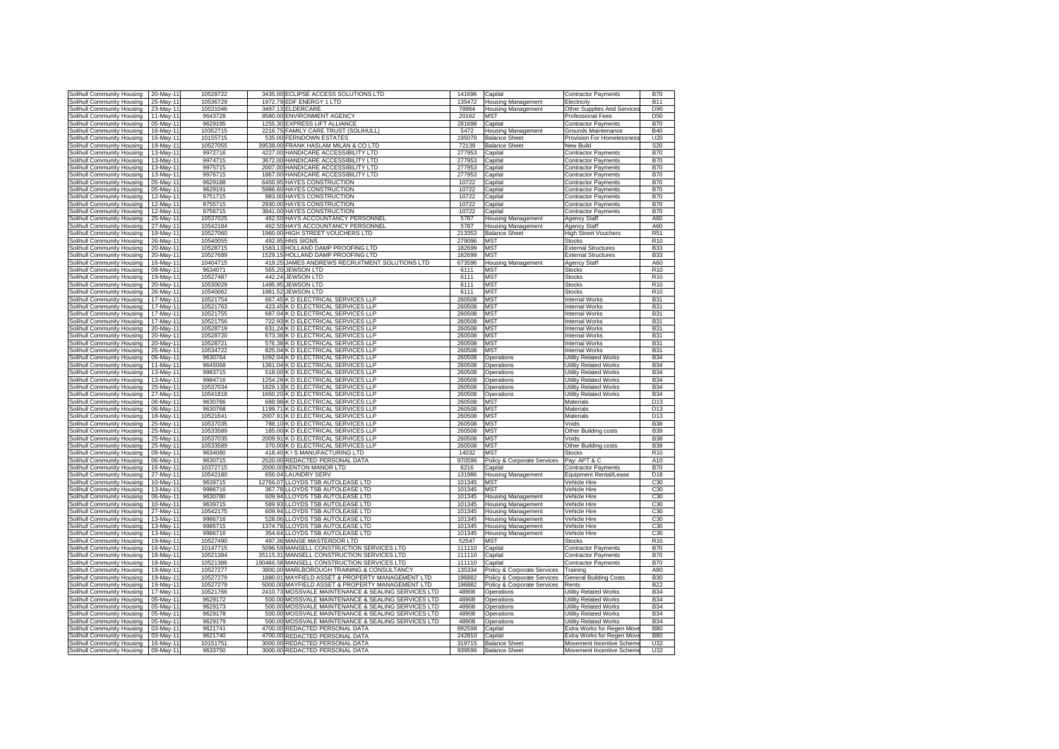| | | | | | | | | |
|---|---|---|---|---|---|---|---|---|
| Solihull Community Housing | 20-May-11 | 10528722 | 3435.00 | ECLIPSE ACCESS SOLUTIONS LTD | 141696 | Capital | Contractor Payments | B70 |
| Solihull Community Housing | 25-May-11 | 10536729 | 1972.79 | EDF ENERGY 1 LTD | 135472 | Housing Management | Electricity | B11 |
| Solihull Community Housing | 23-May-11 | 10531046 | 3497.13 | ELDERCARE | 78964 | Housing Management | Other Supplies And Services | D90 |
| Solihull Community Housing | 11-May-11 | 9643728 | 8580.00 | ENVIRONMENT AGENCY | 20162 | MST | Professional Fees | D50 |
| Solihull Community Housing | 05-May-11 | 9629195 | 1255.30 | EXPRESS LIFT ALLIANCE | 281698 | Capital | Contractor Payments | B70 |
| Solihull Community Housing | 16-May-11 | 10352715 | 2216.75 | FAMILY CARE TRUST (SOLIHULL) | 5472 | Housing Management | Grounds Maintenance | B40 |
| Solihull Community Housing | 16-May-11 | 10155715 | 535.00 | FERNDOWN ESTATES | 195079 | Balance Sheet | Provision For Homelessness | U20 |
| Solihull Community Housing | 19-May-11 | 10527055 | 39538.00 | FRANK HASLAM MILAN & CO LTD | 72139 | Balance Sheet | New Build | S20 |
| Solihull Community Housing | 13-May-11 | 9972716 | 4227.00 | HANDICARE ACCESSIBILITY LTD | 277953 | Capital | Contractor Payments | B70 |
| Solihull Community Housing | 13-May-11 | 9974715 | 3672.00 | HANDICARE ACCESSIBILITY LTD | 277953 | Capital | Contractor Payments | B70 |
| Solihull Community Housing | 13-May-11 | 9975715 | 2007.00 | HANDICARE ACCESSIBILITY LTD | 277953 | Capital | Contractor Payments | B70 |
| Solihull Community Housing | 13-May-11 | 9976715 | 1867.00 | HANDICARE ACCESSIBILITY LTD | 277953 | Capital | Contractor Payments | B70 |
| Solihull Community Housing | 05-May-11 | 9629188 | 6450.95 | HAYES CONSTRUCTION | 10722 | Capital | Contractor Payments | B70 |
| Solihull Community Housing | 05-May-11 | 9629191 | 5986.60 | HAYES CONSTRUCTION | 10722 | Capital | Contractor Payments | B70 |
| Solihull Community Housing | 12-May-11 | 9751715 | 983.00 | HAYES CONSTRUCTION | 10722 | Capital | Contractor Payments | B70 |
| Solihull Community Housing | 12-May-11 | 9755715 | 2930.00 | HAYES CONSTRUCTION | 10722 | Capital | Contractor Payments | B70 |
| Solihull Community Housing | 12-May-11 | 9756715 | 3841.00 | HAYES CONSTRUCTION | 10722 | Capital | Contractor Payments | B70 |
| Solihull Community Housing | 25-May-11 | 10537025 | 462.50 | HAYS ACCOUNTANCY PERSONNEL | 5787 | Housing Management | Agency Staff | A60 |
| Solihull Community Housing | 27-May-11 | 10542184 | 462.50 | HAYS ACCOUNTANCY PERSONNEL | 5787 | Housing Management | Agency Staff | A60 |
| Solihull Community Housing | 19-May-11 | 10527060 | 1960.00 | HIGH STREET VOUCHERS LTD | 213353 | Balance Sheet | High Street Vouchers | R51 |
| Solihull Community Housing | 26-May-11 | 10540055 | 492.95 | HNS SIGNS | 279096 | MST | Stocks | R10 |
| Solihull Community Housing | 20-May-11 | 10528715 | 1583.13 | HOLLAND DAMP PROOFING LTD | 182699 | MST | External Structures | B33 |
| Solihull Community Housing | 20-May-11 | 10527689 | 1529.15 | HOLLAND DAMP PROOFING LTD | 182699 | MST | External Structures | B33 |
| Solihull Community Housing | 16-May-11 | 10404715 | 419.25 | JAMES ANDREWS RECRUITMENT SOLUTIONS LTD | 673596 | Housing Management | Agency Staff | A60 |
| Solihull Community Housing | 09-May-11 | 9634071 | 565.20 | JEWSON LTD | 6111 | MST | Stocks | R10 |
| Solihull Community Housing | 19-May-11 | 10527487 | 442.24 | JEWSON LTD | 6111 | MST | Stocks | R10 |
| Solihull Community Housing | 20-May-11 | 10530029 | 1495.95 | JEWSON LTD | 6111 | MST | Stocks | R10 |
| Solihull Community Housing | 26-May-11 | 10540062 | 1981.52 | JEWSON LTD | 6111 | MST | Stocks | R10 |
| Solihull Community Housing | 17-May-11 | 10521754 | 667.45 | K D ELECTRICAL SERVICES LLP | 260508 | MST | Internal Works | B31 |
| Solihull Community Housing | 17-May-11 | 10521763 | 423.45 | K D ELECTRICAL SERVICES LLP | 260508 | MST | Internal Works | B31 |
| Solihull Community Housing | 17-May-11 | 10521755 | 687.04 | K D ELECTRICAL SERVICES LLP | 260508 | MST | Internal Works | B31 |
| Solihull Community Housing | 17-May-11 | 10521756 | 722.93 | K D ELECTRICAL SERVICES LLP | 260508 | MST | Internal Works | B31 |
| Solihull Community Housing | 20-May-11 | 10528719 | 631.24 | K D ELECTRICAL SERVICES LLP | 260508 | MST | Internal Works | B31 |
| Solihull Community Housing | 20-May-11 | 10528720 | 673.38 | K D ELECTRICAL SERVICES LLP | 260508 | MST | Internal Works | B31 |
| Solihull Community Housing | 20-May-11 | 10528721 | 576.38 | K D ELECTRICAL SERVICES LLP | 260508 | MST | Internal Works | B31 |
| Solihull Community Housing | 25-May-11 | 10534722 | 825.04 | K D ELECTRICAL SERVICES LLP | 260508 | MST | Internal Works | B31 |
| Solihull Community Housing | 06-May-11 | 9630764 | 1092.04 | K D ELECTRICAL SERVICES LLP | 260508 | Operations | Utility Related Works | B34 |
| Solihull Community Housing | 11-May-11 | 9645068 | 1361.04 | K D ELECTRICAL SERVICES LLP | 260508 | Operations | Utility Related Works | B34 |
| Solihull Community Housing | 13-May-11 | 9983715 | 518.00 | K D ELECTRICAL SERVICES LLP | 260508 | Operations | Utility Related Works | B34 |
| Solihull Community Housing | 13-May-11 | 9984716 | 1254.28 | K D ELECTRICAL SERVICES LLP | 260508 | Operations | Utility Related Works | B34 |
| Solihull Community Housing | 25-May-11 | 10537034 | 1829.13 | K D ELECTRICAL SERVICES LLP | 260508 | Operations | Utility Related Works | B34 |
| Solihull Community Housing | 27-May-11 | 10541818 | 1650.20 | K D ELECTRICAL SERVICES LLP | 260508 | Operations | Utility Related Works | B34 |
| Solihull Community Housing | 06-May-11 | 9630766 | 688.98 | K D ELECTRICAL SERVICES LLP | 260508 | MST | Materials | D13 |
| Solihull Community Housing | 06-May-11 | 9630768 | 1199.71 | K D ELECTRICAL SERVICES LLP | 260508 | MST | Materials | D13 |
| Solihull Community Housing | 18-May-11 | 10521641 | 2007.91 | K D ELECTRICAL SERVICES LLP | 260508 | MST | Materials | D13 |
| Solihull Community Housing | 25-May-11 | 10537035 | 788.10 | K D ELECTRICAL SERVICES LLP | 260508 | MST | Voids | B38 |
| Solihull Community Housing | 25-May-11 | 10533589 | 185.00 | K D ELECTRICAL SERVICES LLP | 260508 | MST | Other Building costs | B39 |
| Solihull Community Housing | 25-May-11 | 10537035 | 2009.91 | K D ELECTRICAL SERVICES LLP | 260508 | MST | Voids | B38 |
| Solihull Community Housing | 25-May-11 | 10533589 | 370.00 | K D ELECTRICAL SERVICES LLP | 260508 | MST | Other Building costs | B39 |
| Solihull Community Housing | 09-May-11 | 9634080 | 418.40 | K I S MANUFACTURING LTD | 14032 | MST | Stocks | R10 |
| Solihull Community Housing | 06-May-11 | 9630715 | 2520.00 | REDACTED PERSONAL DATA | 970596 | Policy & Corporate Services | Pay: APT & C | A10 |
| Solihull Community Housing | 16-May-11 | 10372715 | 2000.00 | KENTON MANOR LTD | 6216 | Capital | Contractor Payments | B70 |
| Solihull Community Housing | 27-May-11 | 10542180 | 656.04 | LAUNDRY SERV | 131986 | Housing Management | Equipment Rental/Lease | D18 |
| Solihull Community Housing | 10-May-11 | 9639715 | 12766.07 | LLOYDS TSB AUTOLEASE LTD | 101345 | MST | Vehicle Hire | C30 |
| Solihull Community Housing | 13-May-11 | 9986716 | 367.78 | LLOYDS TSB AUTOLEASE LTD | 101345 | MST | Vehicle Hire | C30 |
| Solihull Community Housing | 06-May-11 | 9630780 | 609.94 | LLOYDS TSB AUTOLEASE LTD | 101345 | Housing Management | Vehicle Hire | C30 |
| Solihull Community Housing | 10-May-11 | 9639715 | 589.93 | LLOYDS TSB AUTOLEASE LTD | 101345 | Housing Management | Vehicle Hire | C30 |
| Solihull Community Housing | 27-May-11 | 10542175 | 609.94 | LLOYDS TSB AUTOLEASE LTD | 101345 | Housing Management | Vehicle Hire | C30 |
| Solihull Community Housing | 13-May-11 | 9986716 | 528.06 | LLOYDS TSB AUTOLEASE LTD | 101345 | Housing Management | Vehicle Hire | C30 |
| Solihull Community Housing | 13-May-11 | 9985715 | 1374.78 | LLOYDS TSB AUTOLEASE LTD | 101345 | Housing Management | Vehicle Hire | C30 |
| Solihull Community Housing | 13-May-11 | 9986716 | 354.64 | LLOYDS TSB AUTOLEASE LTD | 101345 | Housing Management | Vehicle Hire | C30 |
| Solihull Community Housing | 19-May-11 | 10527490 | 497.36 | MANSE MASTERDOR LTD | 52547 | MST | Stocks | R10 |
| Solihull Community Housing | 16-May-11 | 10147715 | 5096.59 | MANSELL CONSTRUCTION SERVICES LTD | 111110 | Capital | Contractor Payments | B70 |
| Solihull Community Housing | 18-May-11 | 10521384 | 35115.31 | MANSELL CONSTRUCTION SERVICES LTD | 111110 | Capital | Contractor Payments | B70 |
| Solihull Community Housing | 18-May-11 | 10521386 | 190466.58 | MANSELL CONSTRUCTION SERVICES LTD | 111110 | Capital | Contractor Payments | B70 |
| Solihull Community Housing | 19-May-11 | 10527277 | 3800.00 | MARLBOROUGH TRAINING & CONSULTANCY | 135334 | Policy & Corporate Services | Training | A80 |
| Solihull Community Housing | 19-May-11 | 10527279 | 1880.01 | MAYFIELD ASSET & PROPERTY MANAGEMENT LTD | 196882 | Policy & Corporate Services | General Building Costs | B30 |
| Solihull Community Housing | 19-May-11 | 10527279 | 5000.00 | MAYFIELD ASSET & PROPERTY MANAGEMENT LTD | 196882 | Policy & Corporate Services | Rents | B22 |
| Solihull Community Housing | 17-May-11 | 10521766 | 2410.73 | MOSSVALE MAINTENANCE & SEALING SERVICES LTD | 48908 | Operations | Utility Related Works | B34 |
| Solihull Community Housing | 05-May-11 | 9629172 | 500.00 | MOSSVALE MAINTENANCE & SEALING SERVICES LTD | 48908 | Operations | Utility Related Works | B34 |
| Solihull Community Housing | 05-May-11 | 9629173 | 500.00 | MOSSVALE MAINTENANCE & SEALING SERVICES LTD | 48908 | Operations | Utility Related Works | B34 |
| Solihull Community Housing | 05-May-11 | 9629178 | 500.00 | MOSSVALE MAINTENANCE & SEALING SERVICES LTD | 48908 | Operations | Utility Related Works | B34 |
| Solihull Community Housing | 05-May-11 | 9629179 | 500.00 | MOSSVALE MAINTENANCE & SEALING SERVICES LTD | 48908 | Operations | Utility Related Works | B34 |
| Solihull Community Housing | 03-May-11 | 9621741 | 4700.00 | REDACTED PERSONAL DATA | 892598 | Capital | Extra Works for Regen Move | B80 |
| Solihull Community Housing | 03-May-11 | 9621740 | 4700.00 | REDACTED PERSONAL DATA | 242810 | Capital | Extra Works for Regen Move | B80 |
| Solihull Community Housing | 16-May-11 | 10151751 | 3000.00 | REDACTED PERSONAL DATA | 319715 | Balance Sheet | Movement Incentive Scheme | U32 |
| Solihull Community Housing | 09-May-11 | 9633750 | 3000.00 | REDACTED PERSONAL DATA | 939596 | Balance Sheet | Movement Incentive Scheme | U32 |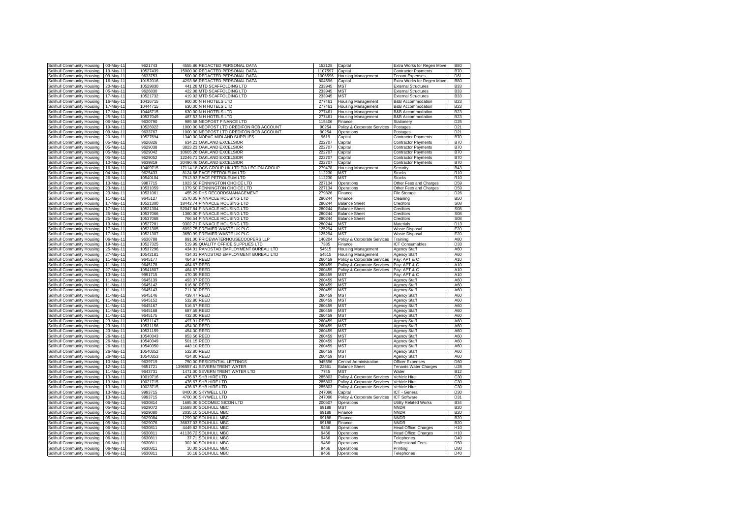| | | | | | | | | |
|---|---|---|---|---|---|---|---|---|
| Solihull Community Housing | 03-May-11 | 9621743 | 4555.86 | REDACTED PERSONAL DATA | 152128 | Capital | Extra Works for Regen Move | B80 |
| Solihull Community Housing | 19-May-11 | 10527439 | 15000.00 | REDACTED PERSONAL DATA | 1107597 | Capital | Contractor Payments | B70 |
| Solihull Community Housing | 09-May-11 | 9633753 | 500.00 | REDACTED PERSONAL DATA | 1008596 | Housing Management | Tenant Expenses | D61 |
| Solihull Community Housing | 16-May-11 | 10152016 | 4293.86 | REDACTED PERSONAL DATA | 804596 | Capital | Extra Works for Regen Move | B80 |
| Solihull Community Housing | 20-May-11 | 10529830 | 441.28 | MTD SCAFFOLDING LTD | 233945 | MST | External Structures | B33 |
| Solihull Community Housing | 05-May-11 | 9626830 | 422.08 | MTD SCAFFOLDING LTD | 233945 | MST | External Structures | B33 |
| Solihull Community Housing | 17-May-11 | 10521732 | 419.92 | MTD SCAFFOLDING LTD | 233945 | MST | External Structures | B33 |
| Solihull Community Housing | 16-May-11 | 10416715 | 900.00 | N H HOTELS LTD | 277461 | Housing Management | B&B Accommodation | B23 |
| Solihull Community Housing | 17-May-11 | 10444715 | 630.00 | N H HOTELS LTD | 277461 | Housing Management | B&B Accommodation | B23 |
| Solihull Community Housing | 17-May-11 | 10446715 | 630.00 | N H HOTELS LTD | 277461 | Housing Management | B&B Accommodation | B23 |
| Solihull Community Housing | 25-May-11 | 10537049 | 487.53 | N H HOTELS LTD | 277461 | Housing Management | B&B Accommodation | B23 |
| Solihull Community Housing | 06-May-11 | 9630790 | 989.58 | NEOPOST FINANCE LTD | 115406 | Finance | Stationery | D25 |
| Solihull Community Housing | 19-May-11 | 10526922 | 1000.00 | NEOPOST LTD CREDIFON RCB ACCOUNT | 90254 | Policy & Corporate Services | Postages | D21 |
| Solihull Community Housing | 09-May-11 | 9633767 | 1000.00 | NEOPOST LTD CREDIFON RCB ACCOUNT | 90254 | Operations | Postages | D21 |
| Solihull Community Housing | 20-May-11 | 10527694 | 1340.00 | NOPAC MIDLAND SUPPLIES | 9619 | Capital | Contractor Payments | B70 |
| Solihull Community Housing | 05-May-11 | 9626826 | 634.21 | OAKLAND EXCELSIOR | 222707 | Capital | Contractor Payments | B70 |
| Solihull Community Housing | 05-May-11 | 9629038 | 3823.23 | OAKLAND EXCELSIOR | 222707 | Capital | Contractor Payments | B70 |
| Solihull Community Housing | 05-May-11 | 9629042 | 10605.26 | OAKLAND EXCELSIOR | 222707 | Capital | Contractor Payments | B70 |
| Solihull Community Housing | 05-May-11 | 9629052 | 12246.71 | OAKLAND EXCELSIOR | 222707 | Capital | Contractor Payments | B70 |
| Solihull Community Housing | 10-May-11 | 9639819 | 20490.46 | OAKLAND EXCELSIOR | 222707 | Capital | Contractor Payments | B70 |
| Solihull Community Housing | 16-May-11 | 10409715 | 17114.18 | OCS GROUP UK LTD T/A LEGION GROUP | 279478 | Housing Management | Security | B43 |
| Solihull Community Housing | 04-May-11 | 9625433 | 8124.66 | PACE PETROLEUM LTD | 112230 | MST | Stocks | R10 |
| Solihull Community Housing | 26-May-11 | 10540104 | 7913.93 | PACE PETROLEUM LTD | 112230 | MST | Stocks | R10 |
| Solihull Community Housing | 13-May-11 | 9987715 | 1023.50 | PENNINGTON CHOICE LTD | 227134 | Operations | Other Fees and Charges | D59 |
| Solihull Community Housing | 23-May-11 | 10531059 | 1379.50 | PENNINGTON CHOICE LTD | 227134 | Operations | Other Fees and Charges | D59 |
| Solihull Community Housing | 23-May-11 | 10531061 | 455.29 | PHS RECORDSMANAGEMENT | 279826 | Finance | File Storage | D26 |
| Solihull Community Housing | 11-May-11 | 9645127 | 2570.05 | PINNACLE HOUSING LTD | 280244 | Finance | Cleaning | B50 |
| Solihull Community Housing | 17-May-11 | 10521300 | 18442.74 | PINNACLE HOUSING LTD | 280244 | Balance Sheet | Creditors | S08 |
| Solihull Community Housing | 17-May-11 | 10521304 | 52047.84 | PINNACLE HOUSING LTD | 280244 | Balance Sheet | Creditors | S08 |
| Solihull Community Housing | 25-May-11 | 10537066 | 1360.00 | PINNACLE HOUSING LTD | 280244 | Balance Sheet | Creditors | S08 |
| Solihull Community Housing | 25-May-11 | 10537068 | 766.54 | PINNACLE HOUSING LTD | 280244 | Balance Sheet | Creditors | S08 |
| Solihull Community Housing | 19-May-11 | 10527281 | 9302.71 | PINNACLE HOUSING LTD | 280244 | MST | Materials | D13 |
| Solihull Community Housing | 17-May-11 | 10521305 | 6092.75 | PREMIER WASTE UK PLC | 125294 | MST | Waste Disposal | E20 |
| Solihull Community Housing | 17-May-11 | 10521307 | 3650.99 | PREMIER WASTE UK PLC | 125294 | MST | Waste Disposal | E20 |
| Solihull Community Housing | 06-May-11 | 9630788 | 891.00 | PRICEWATERHOUSECOOPERS LLP | 140204 | Policy & Corporate Services | Training | A80 |
| Solihull Community Housing | 19-May-11 | 10527325 | 519.99 | QUALITY OFFICE SUPPLIES LTD | 7385 | Finance | ICT Consumables | D33 |
| Solihull Community Housing | 25-May-11 | 10537296 | 434.01 | RANDSTAD EMPLOYMENT BUREAU LTD | 54515 | Housing Management | Agency Staff | A60 |
| Solihull Community Housing | 27-May-11 | 10542181 | 434.01 | RANDSTAD EMPLOYMENT BUREAU LTD | 54515 | Housing Management | Agency Staff | A60 |
| Solihull Community Housing | 11-May-11 | 9645177 | 464.67 | REED | 260459 | Policy & Corporate Services | Pay: APT & C | A10 |
| Solihull Community Housing | 11-May-11 | 9645178 | 464.67 | REED | 260459 | Policy & Corporate Services | Pay: APT & C | A10 |
| Solihull Community Housing | 27-May-11 | 10541807 | 464.67 | REED | 260459 | Policy & Corporate Services | Pay: APT & C | A10 |
| Solihull Community Housing | 13-May-11 | 9991715 | 470.39 | REED | 260459 | MST | Pay: APT & C | A10 |
| Solihull Community Housing | 11-May-11 | 9645139 | 493.07 | REED | 260459 | MST | Agency Staff | A60 |
| Solihull Community Housing | 11-May-11 | 9645142 | 616.80 | REED | 260459 | MST | Agency Staff | A60 |
| Solihull Community Housing | 11-May-11 | 9645143 | 711.30 | REED | 260459 | MST | Agency Staff | A60 |
| Solihull Community Housing | 11-May-11 | 9645146 | 439.47 | REED | 260459 | MST | Agency Staff | A60 |
| Solihull Community Housing | 11-May-11 | 9645152 | 532.80 | REED | 260459 | MST | Agency Staff | A60 |
| Solihull Community Housing | 11-May-11 | 9645167 | 516.57 | REED | 260459 | MST | Agency Staff | A60 |
| Solihull Community Housing | 11-May-11 | 9645168 | 687.59 | REED | 260459 | MST | Agency Staff | A60 |
| Solihull Community Housing | 11-May-11 | 9645175 | 432.00 | REED | 260459 | MST | Agency Staff | A60 |
| Solihull Community Housing | 23-May-11 | 10531147 | 497.91 | REED | 260459 | MST | Agency Staff | A60 |
| Solihull Community Housing | 23-May-11 | 10531156 | 454.30 | REED | 260459 | MST | Agency Staff | A60 |
| Solihull Community Housing | 23-May-11 | 10531159 | 454.30 | REED | 260459 | MST | Agency Staff | A60 |
| Solihull Community Housing | 26-May-11 | 10540343 | 853.56 | REED | 260459 | MST | Agency Staff | A60 |
| Solihull Community Housing | 26-May-11 | 10540349 | 501.15 | REED | 260459 | MST | Agency Staff | A60 |
| Solihull Community Housing | 26-May-11 | 10540350 | 443.10 | REED | 260459 | MST | Agency Staff | A60 |
| Solihull Community Housing | 26-May-11 | 10540352 | 532.80 | REED | 260459 | MST | Agency Staff | A60 |
| Solihull Community Housing | 26-May-11 | 10540353 | 424.80 | REED | 260459 | MST | Agency Staff | A60 |
| Solihull Community Housing | 10-May-11 | 9639719 | 750.00 | RESIDENTIAL LETTINGS | 945596 | Central Administration | Officer Expenses | D60 |
| Solihull Community Housing | 12-May-11 | 9651721 | 1396557.41 | SEVERN TRENT WATER | 22561 | Balance Sheet | Tenants Water Charges | U28 |
| Solihull Community Housing | 11-May-11 | 9643731 | 1471.00 | SEVERN TRENT WATER LTD | 7745 | MST | Water | B12 |
| Solihull Community Housing | 13-May-11 | 10019716 | 476.67 | SHB HIRE LTD | 285803 | Policy & Corporate Services | Vehicle Hire | C30 |
| Solihull Community Housing | 13-May-11 | 10021715 | 476.67 | SHB HIRE LTD | 285803 | Policy & Corporate Services | Vehicle Hire | C30 |
| Solihull Community Housing | 13-May-11 | 10023715 | 476.67 | SHB HIRE LTD | 285803 | Policy & Corporate Services | Vehicle Hire | C30 |
| Solihull Community Housing | 13-May-11 | 9993715 | 8400.00 | SKYWELL LTD | 247090 | Capital | ICT - General | D30 |
| Solihull Community Housing | 13-May-11 | 9993715 | 4700.00 | SKYWELL LTD | 247090 | Policy & Corporate Services | ICT Software | D31 |
| Solihull Community Housing | 06-May-11 | 9630814 | 1685.00 | SOCOMEC SICON LTD | 200507 | Operations | Utility Related Works | B34 |
| Solihull Community Housing | 05-May-11 | 9629072 | 15588.00 | SOLIHULL MBC | 69188 | MST | NNDR | B20 |
| Solihull Community Housing | 05-May-11 | 9629080 | 2035.10 | SOLIHULL MBC | 69188 | Finance | NNDR | B20 |
| Solihull Community Housing | 05-May-11 | 9629084 | 1299.00 | SOLIHULL MBC | 69188 | Finance | NNDR | B20 |
| Solihull Community Housing | 05-May-11 | 9629076 | 36837.03 | SOLIHULL MBC | 69188 | Finance | NNDR | B20 |
| Solihull Community Housing | 06-May-11 | 9630811 | 4449.82 | SOLIHULL MBC | 9466 | Operations | Head Office: Charges | H10 |
| Solihull Community Housing | 06-May-11 | 9630811 | 41136.72 | SOLIHULL MBC | 9466 | Operations | Head Office: Charges | H10 |
| Solihull Community Housing | 06-May-11 | 9630811 | 37.71 | SOLIHULL MBC | 9466 | Operations | Telephones | D40 |
| Solihull Community Housing | 06-May-11 | 9630811 | 302.00 | SOLIHULL MBC | 9466 | Operations | Professional Fees | D50 |
| Solihull Community Housing | 06-May-11 | 9630811 | 10.00 | SOLIHULL MBC | 9466 | Operations | Printing | D80 |
| Solihull Community Housing | 06-May-11 | 9630811 | 16.16 | SOLIHULL MBC | 9466 | Operations | Telephones | D40 |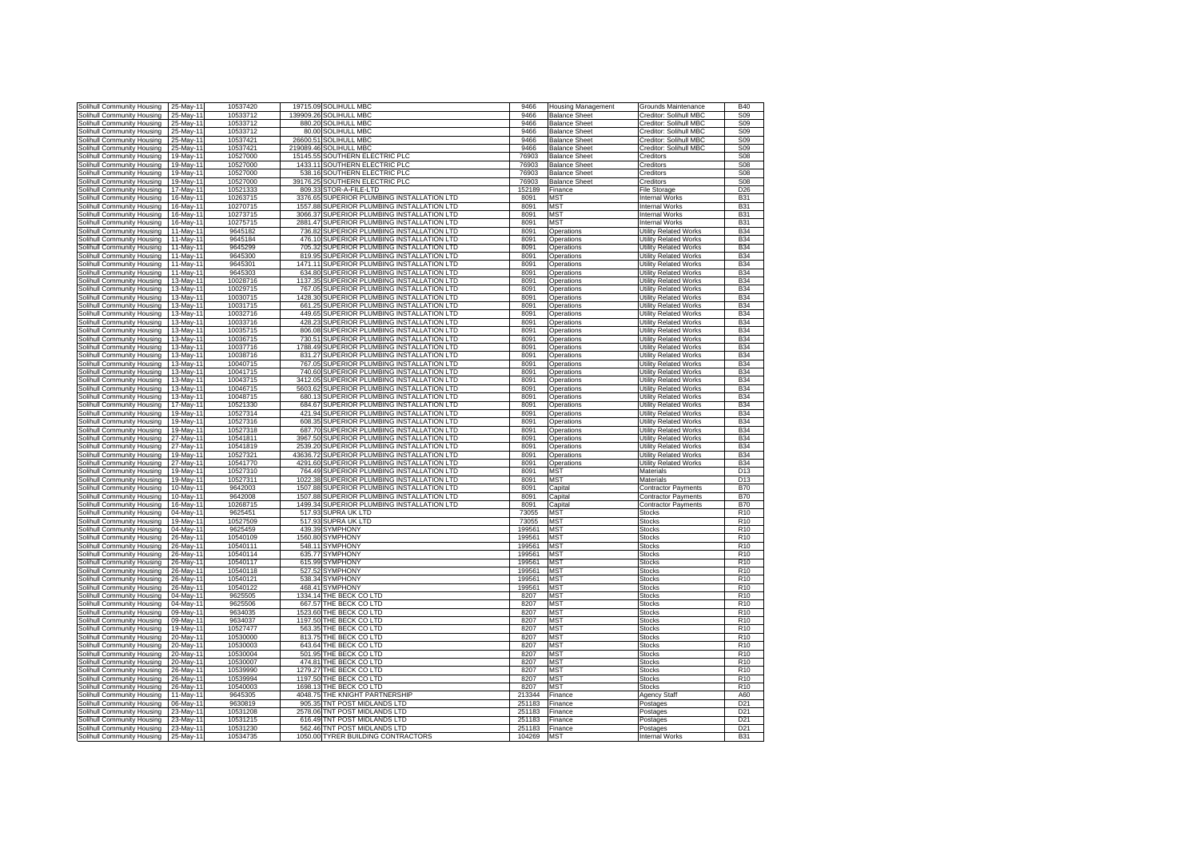| | | | | | | | | |
|---|---|---|---|---|---|---|---|---|
| Solihull Community Housing | 25-May-11 | 10537420 | 19715.09 | SOLIHULL MBC | 9466 | Housing Management | Grounds Maintenance | B40 |
| Solihull Community Housing | 25-May-11 | 10533712 | 139909.26 | SOLIHULL MBC | 9466 | Balance Sheet | Creditor: Solihull MBC | S09 |
| Solihull Community Housing | 25-May-11 | 10533712 | 880.20 | SOLIHULL MBC | 9466 | Balance Sheet | Creditor: Solihull MBC | S09 |
| Solihull Community Housing | 25-May-11 | 10533712 | 80.00 | SOLIHULL MBC | 9466 | Balance Sheet | Creditor: Solihull MBC | S09 |
| Solihull Community Housing | 25-May-11 | 10537421 | 26600.51 | SOLIHULL MBC | 9466 | Balance Sheet | Creditor: Solihull MBC | S09 |
| Solihull Community Housing | 25-May-11 | 10537421 | 219089.46 | SOLIHULL MBC | 9466 | Balance Sheet | Creditor: Solihull MBC | S09 |
| Solihull Community Housing | 19-May-11 | 10527000 | 15145.55 | SOUTHERN ELECTRIC PLC | 76903 | Balance Sheet | Creditors | S08 |
| Solihull Community Housing | 19-May-11 | 10527000 | 1433.11 | SOUTHERN ELECTRIC PLC | 76903 | Balance Sheet | Creditors | S08 |
| Solihull Community Housing | 19-May-11 | 10527000 | 538.16 | SOUTHERN ELECTRIC PLC | 76903 | Balance Sheet | Creditors | S08 |
| Solihull Community Housing | 19-May-11 | 10527000 | 39176.25 | SOUTHERN ELECTRIC PLC | 76903 | Balance Sheet | Creditors | S08 |
| Solihull Community Housing | 17-May-11 | 10521333 | 809.33 | STOR-A-FILE-LTD | 152189 | Finance | File Storage | D26 |
| Solihull Community Housing | 16-May-11 | 10263715 | 3376.65 | SUPERIOR PLUMBING INSTALLATION LTD | 8091 | MST | Internal Works | B31 |
| Solihull Community Housing | 16-May-11 | 10270715 | 1557.88 | SUPERIOR PLUMBING INSTALLATION LTD | 8091 | MST | Internal Works | B31 |
| Solihull Community Housing | 16-May-11 | 10273715 | 3066.37 | SUPERIOR PLUMBING INSTALLATION LTD | 8091 | MST | Internal Works | B31 |
| Solihull Community Housing | 16-May-11 | 10275715 | 2881.47 | SUPERIOR PLUMBING INSTALLATION LTD | 8091 | MST | Internal Works | B31 |
| Solihull Community Housing | 11-May-11 | 9645182 | 736.82 | SUPERIOR PLUMBING INSTALLATION LTD | 8091 | Operations | Utility Related Works | B34 |
| Solihull Community Housing | 11-May-11 | 9645184 | 476.10 | SUPERIOR PLUMBING INSTALLATION LTD | 8091 | Operations | Utility Related Works | B34 |
| Solihull Community Housing | 11-May-11 | 9645299 | 705.32 | SUPERIOR PLUMBING INSTALLATION LTD | 8091 | Operations | Utility Related Works | B34 |
| Solihull Community Housing | 11-May-11 | 9645300 | 819.95 | SUPERIOR PLUMBING INSTALLATION LTD | 8091 | Operations | Utility Related Works | B34 |
| Solihull Community Housing | 11-May-11 | 9645301 | 1471.11 | SUPERIOR PLUMBING INSTALLATION LTD | 8091 | Operations | Utility Related Works | B34 |
| Solihull Community Housing | 11-May-11 | 9645303 | 634.80 | SUPERIOR PLUMBING INSTALLATION LTD | 8091 | Operations | Utility Related Works | B34 |
| Solihull Community Housing | 13-May-11 | 10028716 | 1137.35 | SUPERIOR PLUMBING INSTALLATION LTD | 8091 | Operations | Utility Related Works | B34 |
| Solihull Community Housing | 13-May-11 | 10029715 | 767.05 | SUPERIOR PLUMBING INSTALLATION LTD | 8091 | Operations | Utility Related Works | B34 |
| Solihull Community Housing | 13-May-11 | 10030715 | 1428.30 | SUPERIOR PLUMBING INSTALLATION LTD | 8091 | Operations | Utility Related Works | B34 |
| Solihull Community Housing | 13-May-11 | 10031715 | 661.25 | SUPERIOR PLUMBING INSTALLATION LTD | 8091 | Operations | Utility Related Works | B34 |
| Solihull Community Housing | 13-May-11 | 10032716 | 449.65 | SUPERIOR PLUMBING INSTALLATION LTD | 8091 | Operations | Utility Related Works | B34 |
| Solihull Community Housing | 13-May-11 | 10033716 | 428.23 | SUPERIOR PLUMBING INSTALLATION LTD | 8091 | Operations | Utility Related Works | B34 |
| Solihull Community Housing | 13-May-11 | 10035715 | 806.08 | SUPERIOR PLUMBING INSTALLATION LTD | 8091 | Operations | Utility Related Works | B34 |
| Solihull Community Housing | 13-May-11 | 10036715 | 730.51 | SUPERIOR PLUMBING INSTALLATION LTD | 8091 | Operations | Utility Related Works | B34 |
| Solihull Community Housing | 13-May-11 | 10037716 | 1788.49 | SUPERIOR PLUMBING INSTALLATION LTD | 8091 | Operations | Utility Related Works | B34 |
| Solihull Community Housing | 13-May-11 | 10038716 | 831.27 | SUPERIOR PLUMBING INSTALLATION LTD | 8091 | Operations | Utility Related Works | B34 |
| Solihull Community Housing | 13-May-11 | 10040715 | 767.05 | SUPERIOR PLUMBING INSTALLATION LTD | 8091 | Operations | Utility Related Works | B34 |
| Solihull Community Housing | 13-May-11 | 10041715 | 740.60 | SUPERIOR PLUMBING INSTALLATION LTD | 8091 | Operations | Utility Related Works | B34 |
| Solihull Community Housing | 13-May-11 | 10043715 | 3412.05 | SUPERIOR PLUMBING INSTALLATION LTD | 8091 | Operations | Utility Related Works | B34 |
| Solihull Community Housing | 13-May-11 | 10046715 | 5603.62 | SUPERIOR PLUMBING INSTALLATION LTD | 8091 | Operations | Utility Related Works | B34 |
| Solihull Community Housing | 13-May-11 | 10048715 | 680.13 | SUPERIOR PLUMBING INSTALLATION LTD | 8091 | Operations | Utility Related Works | B34 |
| Solihull Community Housing | 17-May-11 | 10521330 | 684.67 | SUPERIOR PLUMBING INSTALLATION LTD | 8091 | Operations | Utility Related Works | B34 |
| Solihull Community Housing | 19-May-11 | 10527314 | 421.94 | SUPERIOR PLUMBING INSTALLATION LTD | 8091 | Operations | Utility Related Works | B34 |
| Solihull Community Housing | 19-May-11 | 10527316 | 608.35 | SUPERIOR PLUMBING INSTALLATION LTD | 8091 | Operations | Utility Related Works | B34 |
| Solihull Community Housing | 19-May-11 | 10527318 | 687.70 | SUPERIOR PLUMBING INSTALLATION LTD | 8091 | Operations | Utility Related Works | B34 |
| Solihull Community Housing | 27-May-11 | 10541811 | 3967.50 | SUPERIOR PLUMBING INSTALLATION LTD | 8091 | Operations | Utility Related Works | B34 |
| Solihull Community Housing | 27-May-11 | 10541819 | 2539.20 | SUPERIOR PLUMBING INSTALLATION LTD | 8091 | Operations | Utility Related Works | B34 |
| Solihull Community Housing | 19-May-11 | 10527321 | 43636.72 | SUPERIOR PLUMBING INSTALLATION LTD | 8091 | Operations | Utility Related Works | B34 |
| Solihull Community Housing | 27-May-11 | 10541770 | 4291.60 | SUPERIOR PLUMBING INSTALLATION LTD | 8091 | Operations | Utility Related Works | B34 |
| Solihull Community Housing | 19-May-11 | 10527310 | 764.49 | SUPERIOR PLUMBING INSTALLATION LTD | 8091 | MST | Materials | D13 |
| Solihull Community Housing | 19-May-11 | 10527311 | 1022.38 | SUPERIOR PLUMBING INSTALLATION LTD | 8091 | MST | Materials | D13 |
| Solihull Community Housing | 10-May-11 | 9642003 | 1507.88 | SUPERIOR PLUMBING INSTALLATION LTD | 8091 | Capital | Contractor Payments | B70 |
| Solihull Community Housing | 10-May-11 | 9642008 | 1507.88 | SUPERIOR PLUMBING INSTALLATION LTD | 8091 | Capital | Contractor Payments | B70 |
| Solihull Community Housing | 16-May-11 | 10268715 | 1499.34 | SUPERIOR PLUMBING INSTALLATION LTD | 8091 | Capital | Contractor Payments | B70 |
| Solihull Community Housing | 04-May-11 | 9625451 | 517.93 | SUPRA UK LTD | 73055 | MST | Stocks | R10 |
| Solihull Community Housing | 19-May-11 | 10527509 | 517.93 | SUPRA UK LTD | 73055 | MST | Stocks | R10 |
| Solihull Community Housing | 04-May-11 | 9625459 | 439.39 | SYMPHONY | 199561 | MST | Stocks | R10 |
| Solihull Community Housing | 26-May-11 | 10540109 | 1560.80 | SYMPHONY | 199561 | MST | Stocks | R10 |
| Solihull Community Housing | 26-May-11 | 10540111 | 548.11 | SYMPHONY | 199561 | MST | Stocks | R10 |
| Solihull Community Housing | 26-May-11 | 10540114 | 635.77 | SYMPHONY | 199561 | MST | Stocks | R10 |
| Solihull Community Housing | 26-May-11 | 10540117 | 615.99 | SYMPHONY | 199561 | MST | Stocks | R10 |
| Solihull Community Housing | 26-May-11 | 10540118 | 527.52 | SYMPHONY | 199561 | MST | Stocks | R10 |
| Solihull Community Housing | 26-May-11 | 10540121 | 538.34 | SYMPHONY | 199561 | MST | Stocks | R10 |
| Solihull Community Housing | 26-May-11 | 10540122 | 468.41 | SYMPHONY | 199561 | MST | Stocks | R10 |
| Solihull Community Housing | 04-May-11 | 9625505 | 1334.14 | THE BECK CO LTD | 8207 | MST | Stocks | R10 |
| Solihull Community Housing | 04-May-11 | 9625506 | 667.57 | THE BECK CO LTD | 8207 | MST | Stocks | R10 |
| Solihull Community Housing | 09-May-11 | 9634035 | 1523.60 | THE BECK CO LTD | 8207 | MST | Stocks | R10 |
| Solihull Community Housing | 09-May-11 | 9634037 | 1197.50 | THE BECK CO LTD | 8207 | MST | Stocks | R10 |
| Solihull Community Housing | 19-May-11 | 10527477 | 563.35 | THE BECK CO LTD | 8207 | MST | Stocks | R10 |
| Solihull Community Housing | 20-May-11 | 10530000 | 813.75 | THE BECK CO LTD | 8207 | MST | Stocks | R10 |
| Solihull Community Housing | 20-May-11 | 10530003 | 643.64 | THE BECK CO LTD | 8207 | MST | Stocks | R10 |
| Solihull Community Housing | 20-May-11 | 10530004 | 501.95 | THE BECK CO LTD | 8207 | MST | Stocks | R10 |
| Solihull Community Housing | 20-May-11 | 10530007 | 474.81 | THE BECK CO LTD | 8207 | MST | Stocks | R10 |
| Solihull Community Housing | 26-May-11 | 10539990 | 1279.27 | THE BECK CO LTD | 8207 | MST | Stocks | R10 |
| Solihull Community Housing | 26-May-11 | 10539994 | 1197.50 | THE BECK CO LTD | 8207 | MST | Stocks | R10 |
| Solihull Community Housing | 26-May-11 | 10540003 | 1698.13 | THE BECK CO LTD | 8207 | MST | Stocks | R10 |
| Solihull Community Housing | 11-May-11 | 9645305 | 4048.75 | THE KNIGHT PARTNERSHIP | 213344 | Finance | Agency Staff | A60 |
| Solihull Community Housing | 06-May-11 | 9630819 | 905.35 | TNT POST MIDLANDS LTD | 251183 | Finance | Postages | D21 |
| Solihull Community Housing | 23-May-11 | 10531208 | 2578.06 | TNT POST MIDLANDS LTD | 251183 | Finance | Postages | D21 |
| Solihull Community Housing | 23-May-11 | 10531215 | 616.49 | TNT POST MIDLANDS LTD | 251183 | Finance | Postages | D21 |
| Solihull Community Housing | 23-May-11 | 10531230 | 562.46 | TNT POST MIDLANDS LTD | 251183 | Finance | Postages | D21 |
| Solihull Community Housing | 25-May-11 | 10534735 | 1050.00 | TYRER BUILDING CONTRACTORS | 104269 | MST | Internal Works | B31 |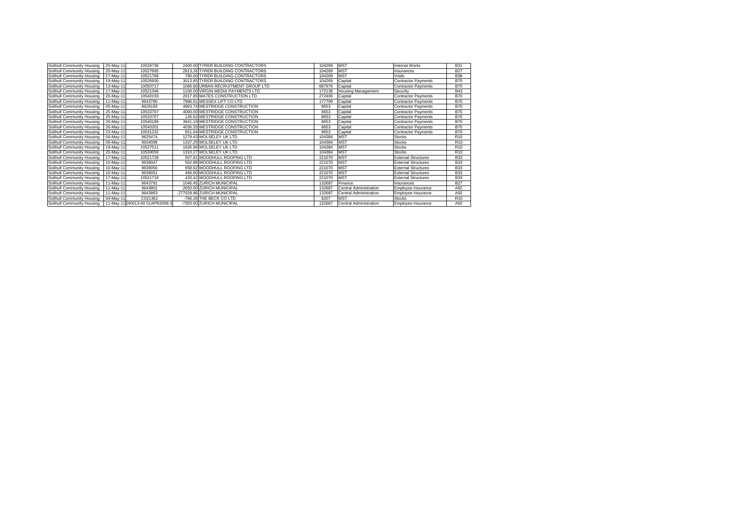| | | | | | | | | |
|---|---|---|---|---|---|---|---|---|
| Solihull Community Housing | 25-May-11 | 10534736 | 2400.00 | TYRER BUILDING CONTRACTORS | 104269 | MST | Internal Works | B31 |
| Solihull Community Housing | 20-May-11 | 10527695 | 2813.26 | TYRER BUILDING CONTRACTORS | 104269 | MST | Insurances | B27 |
| Solihull Community Housing | 17-May-11 | 10521768 | 790.00 | TYRER BUILDING CONTRACTORS | 104269 | MST | Voids | B38 |
| Solihull Community Housing | 19-May-11 | 10526930 | 3013.85 | TYRER BUILDING CONTRACTORS | 104269 | Capital | Contractor Payments | B70 |
| Solihull Community Housing | 13-May-11 | 10050717 | 1066.80 | URBAN RECRUITMENT GROUP LTD | 687976 | Capital | Contractor Payments | B70 |
| Solihull Community Housing | 17-May-11 | 10521346 | 1100.00 | VIRGIN MEDIA PAYMENTS LTD | 172138 | Housing Management | Security | B43 |
| Solihull Community Housing | 26-May-11 | 10540193 | 2017.85 | WATES CONSTRUCTION LTD | 272406 | Capital | Contractor Payments | B70 |
| Solihull Community Housing | 11-May-11 | 9643780 | 7996.61 | WESSEX LIFT CO LTD | 177799 | Capital | Contractor Payments | B70 |
| Solihull Community Housing | 05-May-11 | 9629193 | 4963.74 | WESTRIDGE CONSTRUCTION | 8653 | Capital | Contractor Payments | B70 |
| Solihull Community Housing | 25-May-11 | 10533707 | 4000.00 | WESTRIDGE CONSTRUCTION | 8653 | Capital | Contractor Payments | B70 |
| Solihull Community Housing | 25-May-11 | 10533707 | 126.62 | WESTRIDGE CONSTRUCTION | 8653 | Capital | Contractor Payments | B70 |
| Solihull Community Housing | 26-May-11 | 10540199 | 3941.19 | WESTRIDGE CONSTRUCTION | 8653 | Capital | Contractor Payments | B70 |
| Solihull Community Housing | 26-May-11 | 10540201 | 4036.33 | WESTRIDGE CONSTRUCTION | 8653 | Capital | Contractor Payments | B70 |
| Solihull Community Housing | 23-May-11 | 10531232 | 651.64 | WESTRIDGE CONSTRUCTION | 8653 | Capital | Contractor Payments | B70 |
| Solihull Community Housing | 04-May-11 | 9625474 | 1279.43 | WOLSELEY UK LTD | 104384 | MST | Stocks | R10 |
| Solihull Community Housing | 09-May-11 | 9634098 | 1337.25 | WOLSELEY UK LTD | 104384 | MST | Stocks | R10 |
| Solihull Community Housing | 19-May-11 | 10527511 | 1626.96 | WOLSELEY UK LTD | 104384 | MST | Stocks | R10 |
| Solihull Community Housing | 20-May-11 | 10530059 | 1310.27 | WOLSELEY UK LTD | 104384 | MST | Stocks | R10 |
| Solihull Community Housing | 17-May-11 | 10521728 | 507.81 | WOODHULL ROOFING LTD | 221070 | MST | External Structures | B33 |
| Solihull Community Housing | 10-May-11 | 9639047 | 562.86 | WOODHULL ROOFING LTD | 221070 | MST | External Structures | B33 |
| Solihull Community Housing | 10-May-11 | 9639050 | 658.62 | WOODHULL ROOFING LTD | 221070 | MST | External Structures | B33 |
| Solihull Community Housing | 10-May-11 | 9639051 | 466.60 | WOODHULL ROOFING LTD | 221070 | MST | External Structures | B33 |
| Solihull Community Housing | 17-May-11 | 10521718 | 420.42 | WOODHULL ROOFING LTD | 221070 | MST | External Structures | B33 |
| Solihull Community Housing | 11-May-11 | 9643791 | 1046.45 | ZURICH MUNICIPAL | 132687 | Finance | Insurances | B27 |
| Solihull Community Housing | 11-May-11 | 9643801 | 2650.00 | ZURICH MUNICIPAL | 132687 | Central Administration | Employee Insurance | A92 |
| Solihull Community Housing | 11-May-11 | 9643863 | 277028.86 | ZURICH MUNICIPAL | 132687 | Central Administration | Employee Insurance | A92 |
| Solihull Community Housing | 04-May-11 | C021362 | -766.26 | THE BECK CO LTD | 8207 | MST | Stocks | R10 |
| Solihull Community Housing | 11-May-11 | 540013-00 01APR2008-3 | -7350.00 | ZURICH MUNICIPAL | 132687 | Central Administration | Employee Insurance | A92 |